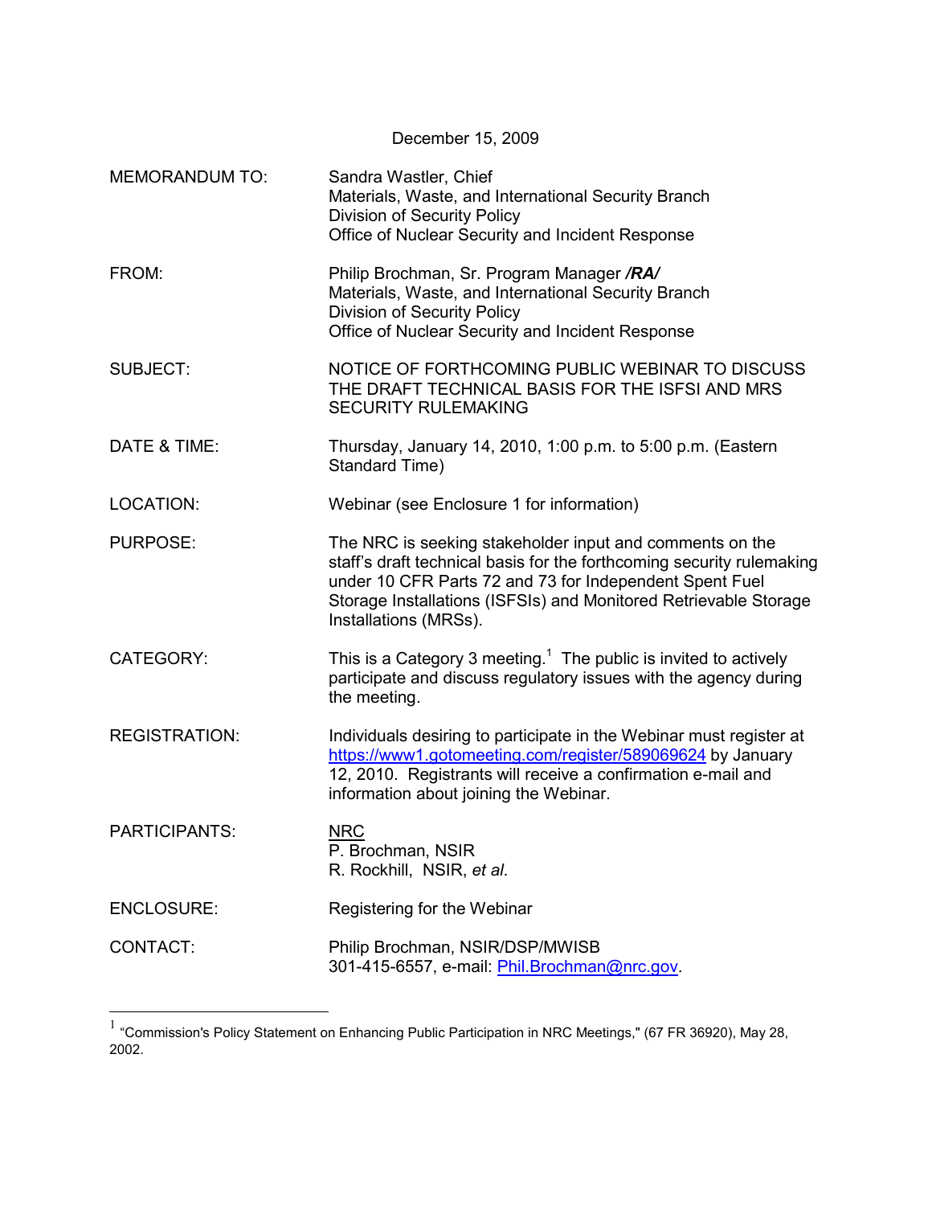December 15, 2009

| | |
|---|---|
| MEMORANDUM TO: | Sandra Wastler, Chief<br>Materials, Waste, and International Security Branch<br>Division of Security Policy<br>Office of Nuclear Security and Incident Response |
| FROM: | Philip Brochman, Sr. Program Manager ***/RA/***<br>Materials, Waste, and International Security Branch<br>Division of Security Policy<br>Office of Nuclear Security and Incident Response |
| SUBJECT: | NOTICE OF FORTHCOMING PUBLIC WEBINAR TO DISCUSS THE DRAFT TECHNICAL BASIS FOR THE ISFSI AND MRS SECURITY RULEMAKING |
| DATE & TIME: | Thursday, January 14, 2010, 1:00 p.m. to 5:00 p.m. (Eastern Standard Time) |
| LOCATION: | Webinar (see Enclosure 1 for information) |
| PURPOSE: | The NRC is seeking stakeholder input and comments on the staff's draft technical basis for the forthcoming security rulemaking under 10 CFR Parts 72 and 73 for Independent Spent Fuel Storage Installations (ISFSIs) and Monitored Retrievable Storage Installations (MRSs). |
| CATEGORY: | This is a Category 3 meeting.[1] The public is invited to actively participate and discuss regulatory issues with the agency during the meeting. |
| REGISTRATION: | Individuals desiring to participate in the Webinar must register at https://www1.gotomeeting.com/register/589069624 by January 12, 2010. Registrants will receive a confirmation e-mail and information about joining the Webinar. |
| PARTICIPANTS: | <u>NRC</u><br>P. Brochman, NSIR<br>R. Rockhill, NSIR, *et al.* |
| ENCLOSURE: | Registering for the Webinar |
| CONTACT: | Philip Brochman, NSIR/DSP/MWISB<br>301-415-6557, e-mail: Phil.Brochman@nrc.gov. |

---

[1] "Commission's Policy Statement on Enhancing Public Participation in NRC Meetings," (67 FR 36920), May 28, 2002.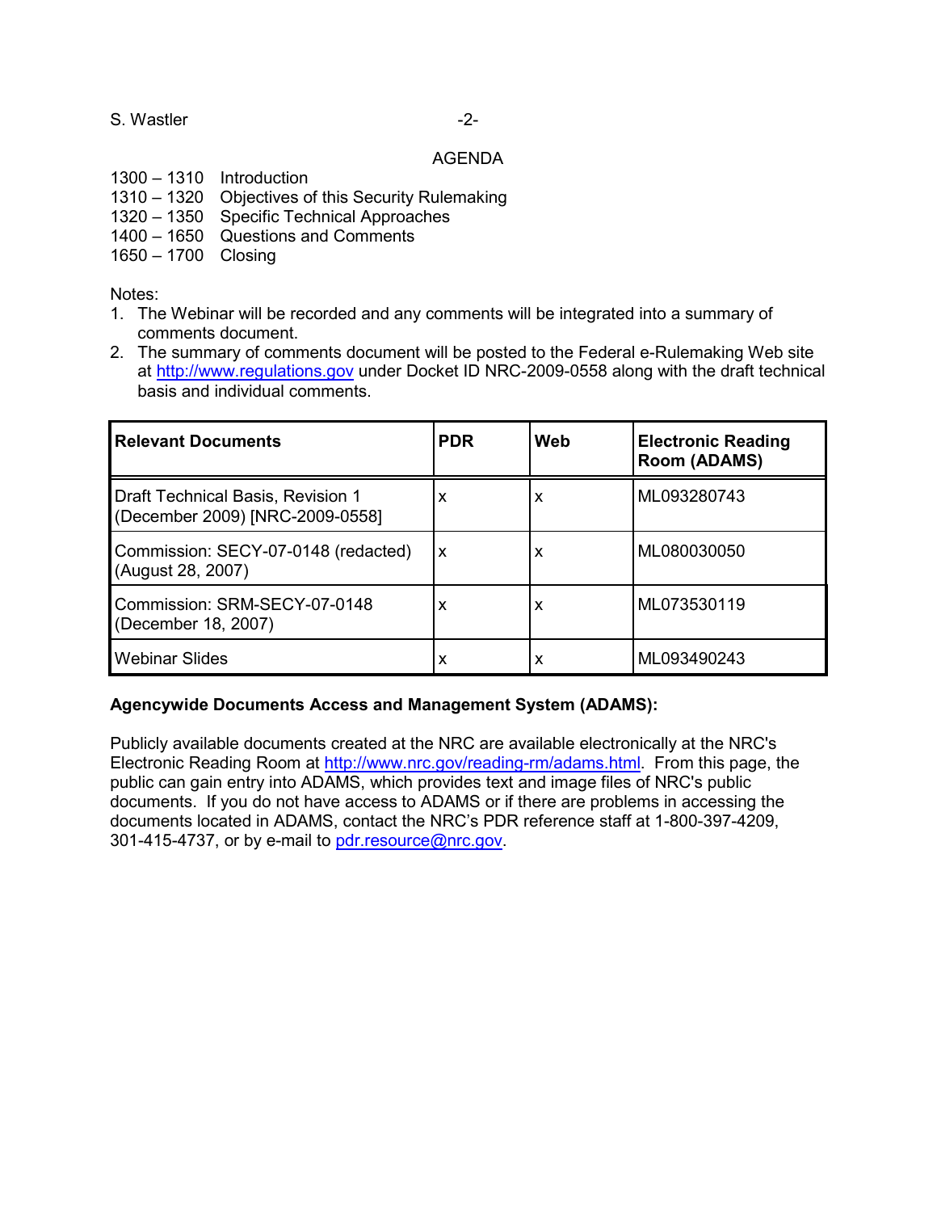AGENDA

1300 – 1310 Introduction
1310 – 1320 Objectives of this Security Rulemaking
1320 – 1350 Specific Technical Approaches
1400 – 1650 Questions and Comments
1650 – 1700 Closing

Notes:

1. The Webinar will be recorded and any comments will be integrated into a summary of comments document.
2. The summary of comments document will be posted to the Federal e-Rulemaking Web site at http://www.regulations.gov under Docket ID NRC-2009-0558 along with the draft technical basis and individual comments.

| **Relevant Documents** | **PDR** | **Web** | **Electronic Reading Room (ADAMS)** |
|---|---|---|---|
| Draft Technical Basis, Revision 1 (December 2009) [NRC-2009-0558] | x | x | ML093280743 |
| Commission: SECY-07-0148 (redacted) (August 28, 2007) | x | x | ML080030050 |
| Commission: SRM-SECY-07-0148 (December 18, 2007) | x | x | ML073530119 |
| Webinar Slides | x | x | ML093490243 |

**Agencywide Documents Access and Management System (ADAMS):**

Publicly available documents created at the NRC are available electronically at the NRC's Electronic Reading Room at http://www.nrc.gov/reading-rm/adams.html. From this page, the public can gain entry into ADAMS, which provides text and image files of NRC's public documents. If you do not have access to ADAMS or if there are problems in accessing the documents located in ADAMS, contact the NRC's PDR reference staff at 1-800-397-4209, 301-415-4737, or by e-mail to pdr.resource@nrc.gov.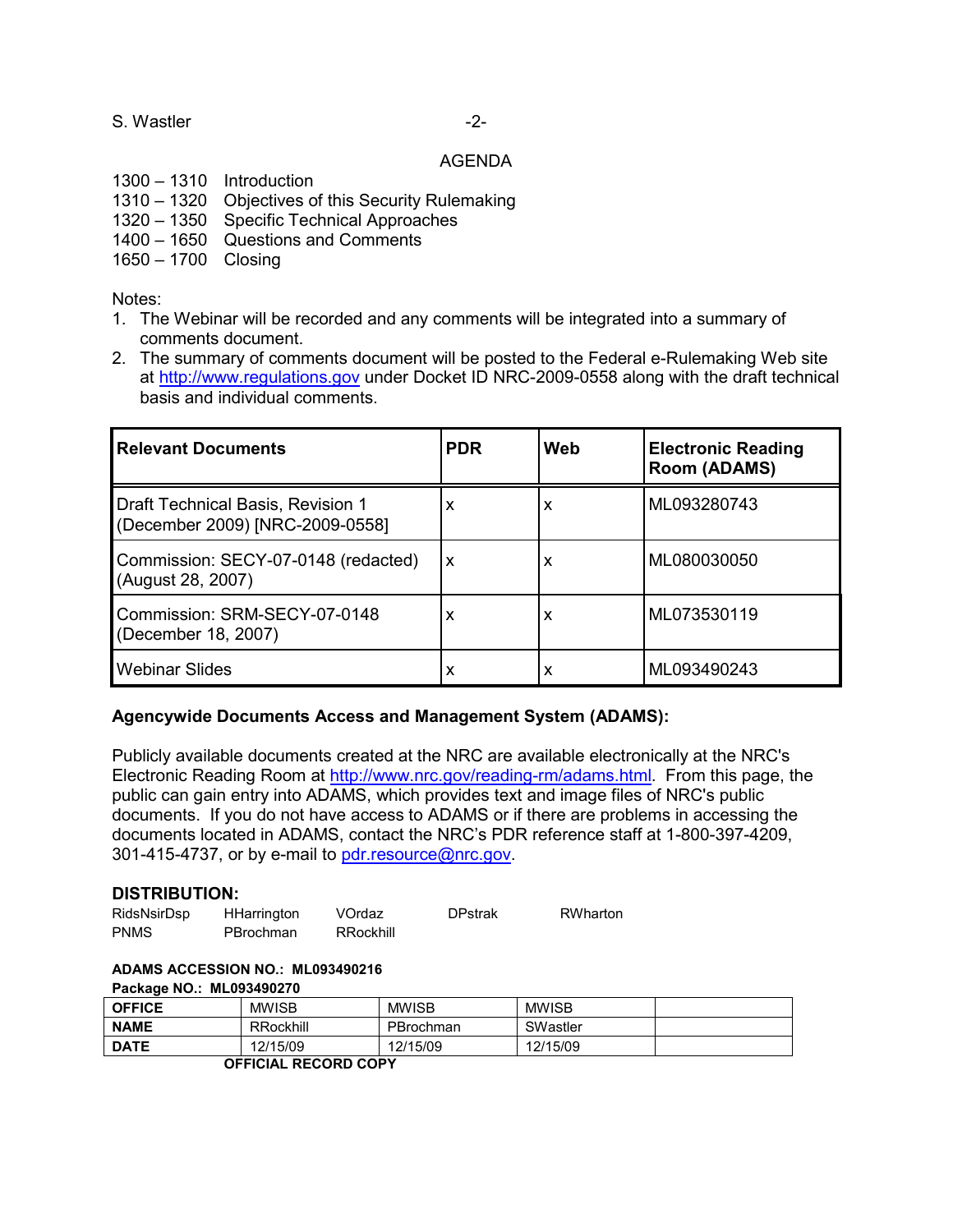AGENDA

1300 – 1310 Introduction
1310 – 1320 Objectives of this Security Rulemaking
1320 – 1350 Specific Technical Approaches
1400 – 1650 Questions and Comments
1650 – 1700 Closing

Notes:

1. The Webinar will be recorded and any comments will be integrated into a summary of comments document.
2. The summary of comments document will be posted to the Federal e-Rulemaking Web site at http://www.regulations.gov under Docket ID NRC-2009-0558 along with the draft technical basis and individual comments.

| **Relevant Documents** | **PDR** | **Web** | **Electronic Reading Room (ADAMS)** |
|---|---|---|---|
| Draft Technical Basis, Revision 1 (December 2009) [NRC-2009-0558] | x | x | ML093280743 |
| Commission: SECY-07-0148 (redacted) (August 28, 2007) | x | x | ML080030050 |
| Commission: SRM-SECY-07-0148 (December 18, 2007) | x | x | ML073530119 |
| Webinar Slides | x | x | ML093490243 |

**Agencywide Documents Access and Management System (ADAMS):**

Publicly available documents created at the NRC are available electronically at the NRC's Electronic Reading Room at http://www.nrc.gov/reading-rm/adams.html. From this page, the public can gain entry into ADAMS, which provides text and image files of NRC's public documents. If you do not have access to ADAMS or if there are problems in accessing the documents located in ADAMS, contact the NRC's PDR reference staff at 1-800-397-4209, 301-415-4737, or by e-mail to pdr.resource@nrc.gov.

**DISTRIBUTION:**

RidsNsirDsp HHarrington VOrdaz DPstrak RWharton
PNMS PBrochman RRockhill

**ADAMS ACCESSION NO.: ML093490216**
**Package NO.: ML093490270**

| **OFFICE** | MWISB | MWISB | MWISB | |
|---|---|---|---|---|
| **NAME** | RRockhill | PBrochman | SWastler | |
| **DATE** | 12/15/09 | 12/15/09 | 12/15/09 | |

**OFFICIAL RECORD COPY**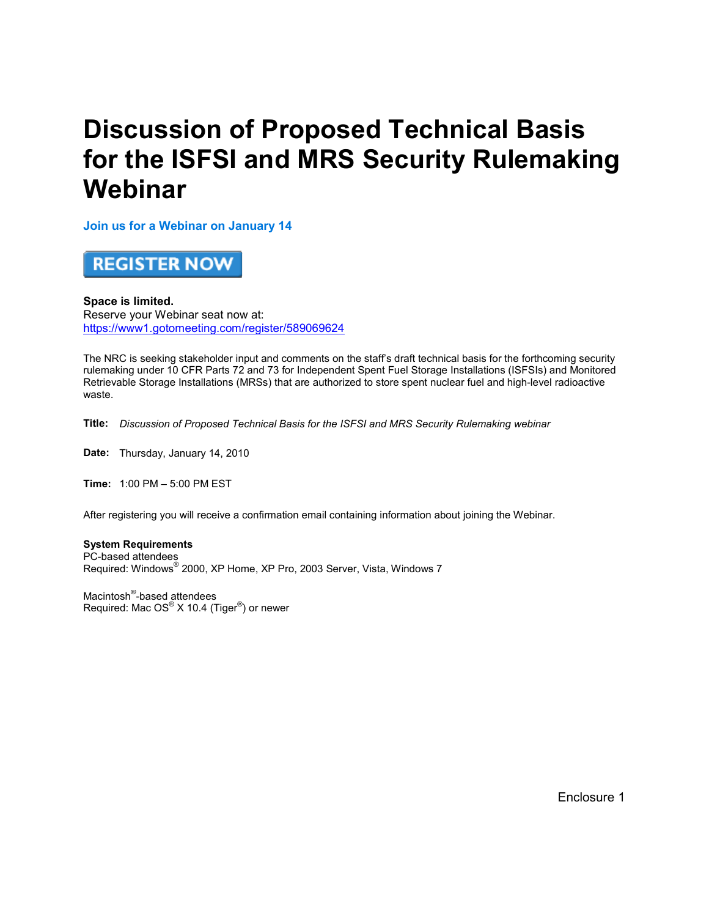# Discussion of Proposed Technical Basis for the ISFSI and MRS Security Rulemaking Webinar

**Join us for a Webinar on January 14**

REGISTER NOW

**Space is limited.**
Reserve your Webinar seat now at:
https://www1.gotomeeting.com/register/589069624

The NRC is seeking stakeholder input and comments on the staff's draft technical basis for the forthcoming security rulemaking under 10 CFR Parts 72 and 73 for Independent Spent Fuel Storage Installations (ISFSIs) and Monitored Retrievable Storage Installations (MRSs) that are authorized to store spent nuclear fuel and high-level radioactive waste.

**Title:** *Discussion of Proposed Technical Basis for the ISFSI and MRS Security Rulemaking webinar*

**Date:** Thursday, January 14, 2010

**Time:** 1:00 PM – 5:00 PM EST

After registering you will receive a confirmation email containing information about joining the Webinar.

**System Requirements**
PC-based attendees
Required: Windows® 2000, XP Home, XP Pro, 2003 Server, Vista, Windows 7

Macintosh®-based attendees
Required: Mac OS® X 10.4 (Tiger®) or newer

Enclosure 1